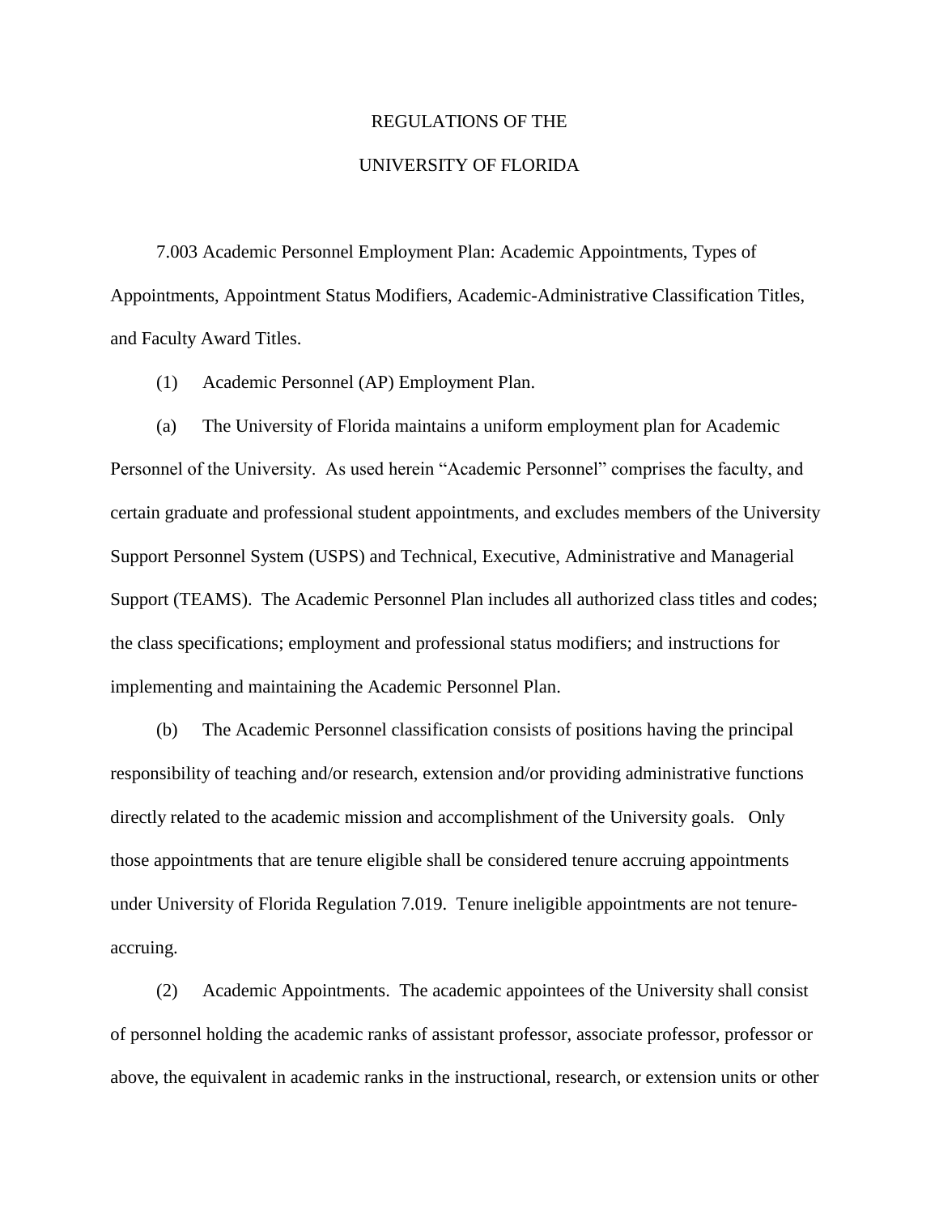# REGULATIONS OF THE

# UNIVERSITY OF FLORIDA

7.003 Academic Personnel Employment Plan: Academic Appointments, Types of Appointments, Appointment Status Modifiers, Academic-Administrative Classification Titles, and Faculty Award Titles.

(1) Academic Personnel (AP) Employment Plan.

(a) The University of Florida maintains a uniform employment plan for Academic Personnel of the University. As used herein "Academic Personnel" comprises the faculty, and certain graduate and professional student appointments, and excludes members of the University Support Personnel System (USPS) and Technical, Executive, Administrative and Managerial Support (TEAMS). The Academic Personnel Plan includes all authorized class titles and codes; the class specifications; employment and professional status modifiers; and instructions for implementing and maintaining the Academic Personnel Plan.

(b) The Academic Personnel classification consists of positions having the principal responsibility of teaching and/or research, extension and/or providing administrative functions directly related to the academic mission and accomplishment of the University goals. Only those appointments that are tenure eligible shall be considered tenure accruing appointments under University of Florida Regulation 7.019. Tenure ineligible appointments are not tenure-accruing.

(2) Academic Appointments. The academic appointees of the University shall consist of personnel holding the academic ranks of assistant professor, associate professor, professor or above, the equivalent in academic ranks in the instructional, research, or extension units or other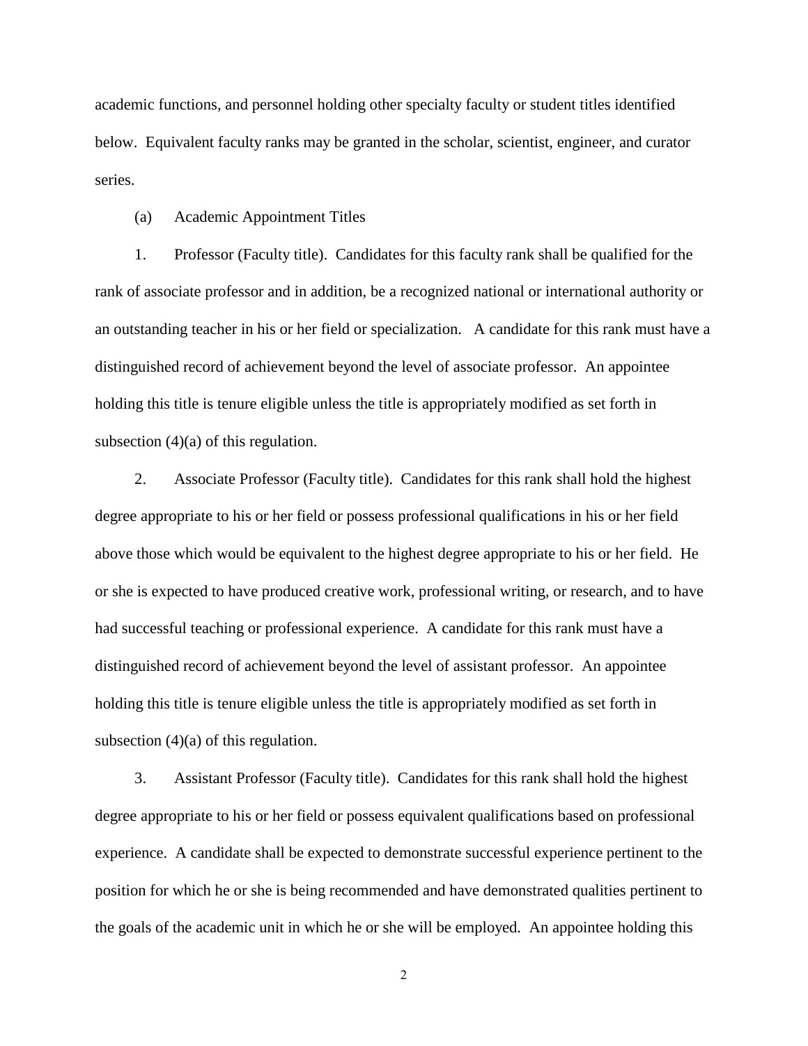academic functions, and personnel holding other specialty faculty or student titles identified below. Equivalent faculty ranks may be granted in the scholar, scientist, engineer, and curator series.

(a) Academic Appointment Titles

1. Professor (Faculty title). Candidates for this faculty rank shall be qualified for the rank of associate professor and in addition, be a recognized national or international authority or an outstanding teacher in his or her field or specialization. A candidate for this rank must have a distinguished record of achievement beyond the level of associate professor. An appointee holding this title is tenure eligible unless the title is appropriately modified as set forth in subsection (4)(a) of this regulation.

2. Associate Professor (Faculty title). Candidates for this rank shall hold the highest degree appropriate to his or her field or possess professional qualifications in his or her field above those which would be equivalent to the highest degree appropriate to his or her field. He or she is expected to have produced creative work, professional writing, or research, and to have had successful teaching or professional experience. A candidate for this rank must have a distinguished record of achievement beyond the level of assistant professor. An appointee holding this title is tenure eligible unless the title is appropriately modified as set forth in subsection (4)(a) of this regulation.

3. Assistant Professor (Faculty title). Candidates for this rank shall hold the highest degree appropriate to his or her field or possess equivalent qualifications based on professional experience. A candidate shall be expected to demonstrate successful experience pertinent to the position for which he or she is being recommended and have demonstrated qualities pertinent to the goals of the academic unit in which he or she will be employed. An appointee holding this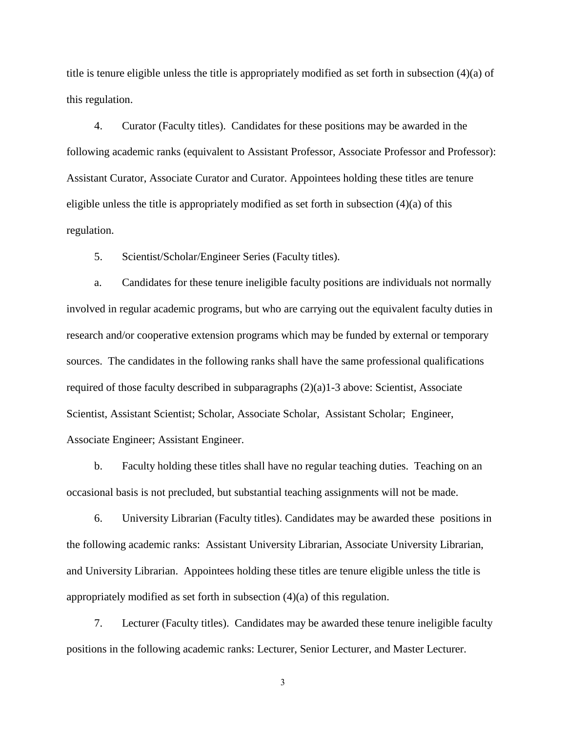title is tenure eligible unless the title is appropriately modified as set forth in subsection (4)(a) of this regulation.

4. Curator (Faculty titles). Candidates for these positions may be awarded in the following academic ranks (equivalent to Assistant Professor, Associate Professor and Professor): Assistant Curator, Associate Curator and Curator. Appointees holding these titles are tenure eligible unless the title is appropriately modified as set forth in subsection (4)(a) of this regulation.

5. Scientist/Scholar/Engineer Series (Faculty titles).

a. Candidates for these tenure ineligible faculty positions are individuals not normally involved in regular academic programs, but who are carrying out the equivalent faculty duties in research and/or cooperative extension programs which may be funded by external or temporary sources. The candidates in the following ranks shall have the same professional qualifications required of those faculty described in subparagraphs (2)(a)1-3 above: Scientist, Associate Scientist, Assistant Scientist; Scholar, Associate Scholar, Assistant Scholar; Engineer, Associate Engineer; Assistant Engineer.

b. Faculty holding these titles shall have no regular teaching duties. Teaching on an occasional basis is not precluded, but substantial teaching assignments will not be made.

6. University Librarian (Faculty titles). Candidates may be awarded these positions in the following academic ranks: Assistant University Librarian, Associate University Librarian, and University Librarian. Appointees holding these titles are tenure eligible unless the title is appropriately modified as set forth in subsection (4)(a) of this regulation.

7. Lecturer (Faculty titles). Candidates may be awarded these tenure ineligible faculty positions in the following academic ranks: Lecturer, Senior Lecturer, and Master Lecturer.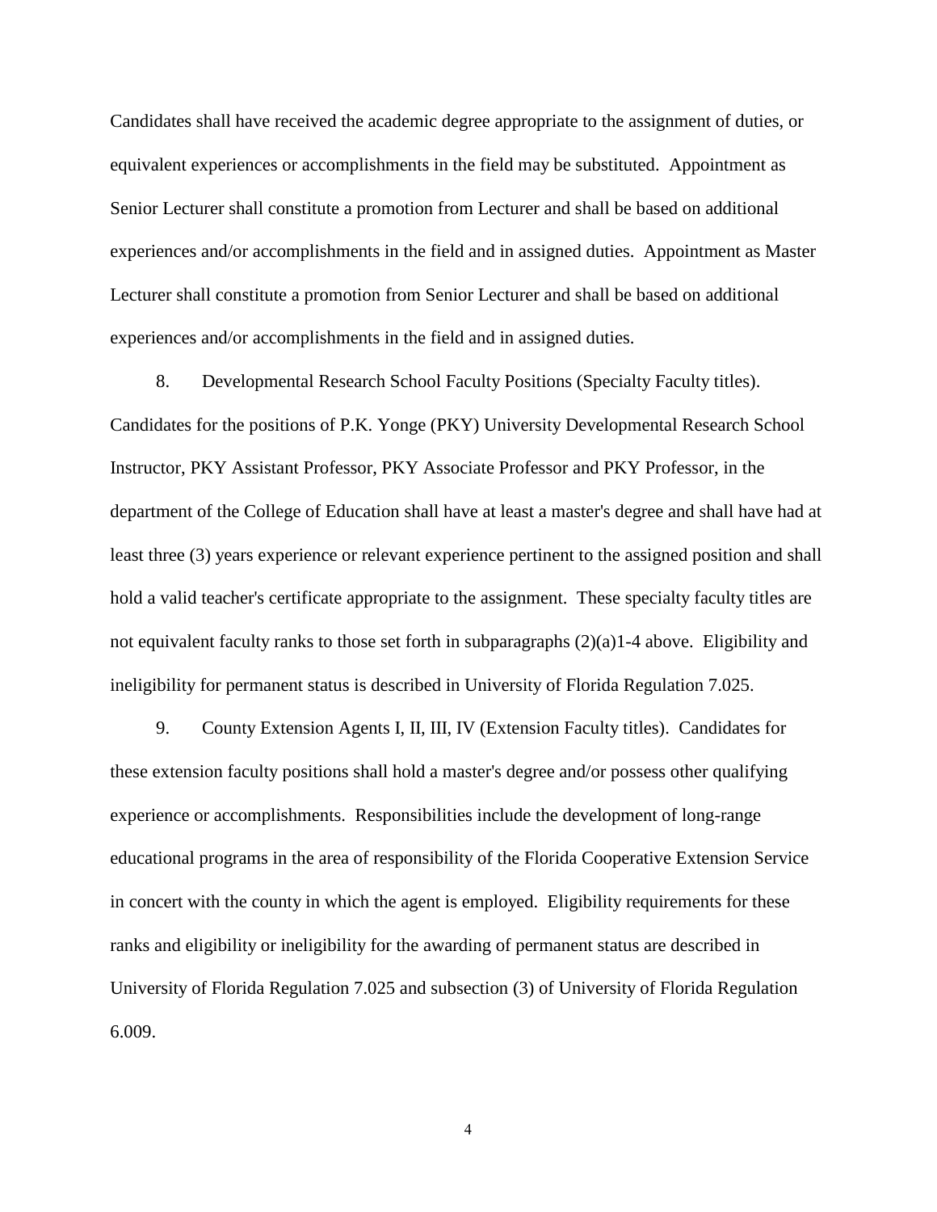Candidates shall have received the academic degree appropriate to the assignment of duties, or equivalent experiences or accomplishments in the field may be substituted. Appointment as Senior Lecturer shall constitute a promotion from Lecturer and shall be based on additional experiences and/or accomplishments in the field and in assigned duties. Appointment as Master Lecturer shall constitute a promotion from Senior Lecturer and shall be based on additional experiences and/or accomplishments in the field and in assigned duties.

8. Developmental Research School Faculty Positions (Specialty Faculty titles). Candidates for the positions of P.K. Yonge (PKY) University Developmental Research School Instructor, PKY Assistant Professor, PKY Associate Professor and PKY Professor, in the department of the College of Education shall have at least a master's degree and shall have had at least three (3) years experience or relevant experience pertinent to the assigned position and shall hold a valid teacher's certificate appropriate to the assignment. These specialty faculty titles are not equivalent faculty ranks to those set forth in subparagraphs (2)(a)1-4 above. Eligibility and ineligibility for permanent status is described in University of Florida Regulation 7.025.

9. County Extension Agents I, II, III, IV (Extension Faculty titles). Candidates for these extension faculty positions shall hold a master's degree and/or possess other qualifying experience or accomplishments. Responsibilities include the development of long-range educational programs in the area of responsibility of the Florida Cooperative Extension Service in concert with the county in which the agent is employed. Eligibility requirements for these ranks and eligibility or ineligibility for the awarding of permanent status are described in University of Florida Regulation 7.025 and subsection (3) of University of Florida Regulation 6.009.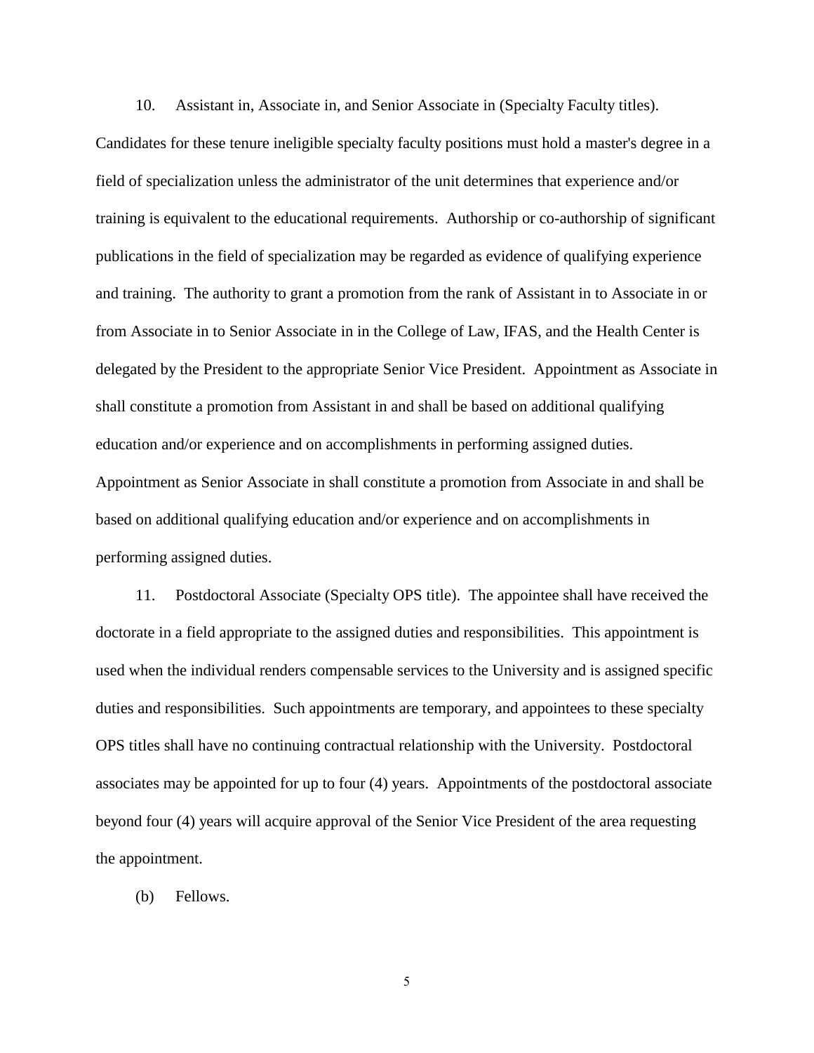10. Assistant in, Associate in, and Senior Associate in (Specialty Faculty titles). Candidates for these tenure ineligible specialty faculty positions must hold a master's degree in a field of specialization unless the administrator of the unit determines that experience and/or training is equivalent to the educational requirements. Authorship or co-authorship of significant publications in the field of specialization may be regarded as evidence of qualifying experience and training. The authority to grant a promotion from the rank of Assistant in to Associate in or from Associate in to Senior Associate in in the College of Law, IFAS, and the Health Center is delegated by the President to the appropriate Senior Vice President. Appointment as Associate in shall constitute a promotion from Assistant in and shall be based on additional qualifying education and/or experience and on accomplishments in performing assigned duties. Appointment as Senior Associate in shall constitute a promotion from Associate in and shall be based on additional qualifying education and/or experience and on accomplishments in performing assigned duties.

11. Postdoctoral Associate (Specialty OPS title). The appointee shall have received the doctorate in a field appropriate to the assigned duties and responsibilities. This appointment is used when the individual renders compensable services to the University and is assigned specific duties and responsibilities. Such appointments are temporary, and appointees to these specialty OPS titles shall have no continuing contractual relationship with the University. Postdoctoral associates may be appointed for up to four (4) years. Appointments of the postdoctoral associate beyond four (4) years will acquire approval of the Senior Vice President of the area requesting the appointment.

(b) Fellows.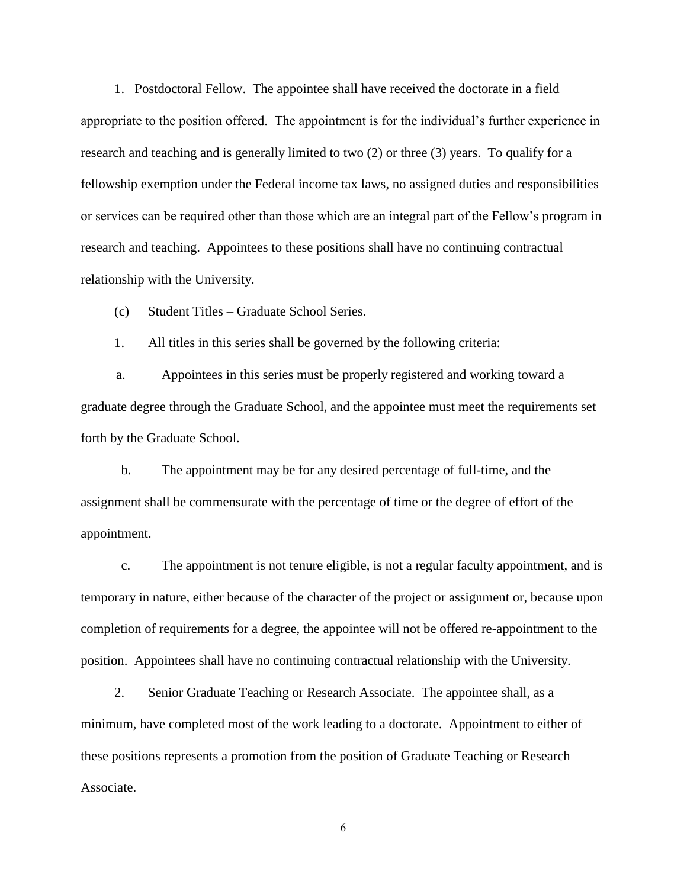1. Postdoctoral Fellow. The appointee shall have received the doctorate in a field appropriate to the position offered. The appointment is for the individual's further experience in research and teaching and is generally limited to two (2) or three (3) years. To qualify for a fellowship exemption under the Federal income tax laws, no assigned duties and responsibilities or services can be required other than those which are an integral part of the Fellow's program in research and teaching. Appointees to these positions shall have no continuing contractual relationship with the University.

(c) Student Titles – Graduate School Series.

1. All titles in this series shall be governed by the following criteria:

a. Appointees in this series must be properly registered and working toward a graduate degree through the Graduate School, and the appointee must meet the requirements set forth by the Graduate School.

b. The appointment may be for any desired percentage of full-time, and the assignment shall be commensurate with the percentage of time or the degree of effort of the appointment.

c. The appointment is not tenure eligible, is not a regular faculty appointment, and is temporary in nature, either because of the character of the project or assignment or, because upon completion of requirements for a degree, the appointee will not be offered re-appointment to the position. Appointees shall have no continuing contractual relationship with the University.

2. Senior Graduate Teaching or Research Associate. The appointee shall, as a minimum, have completed most of the work leading to a doctorate. Appointment to either of these positions represents a promotion from the position of Graduate Teaching or Research Associate.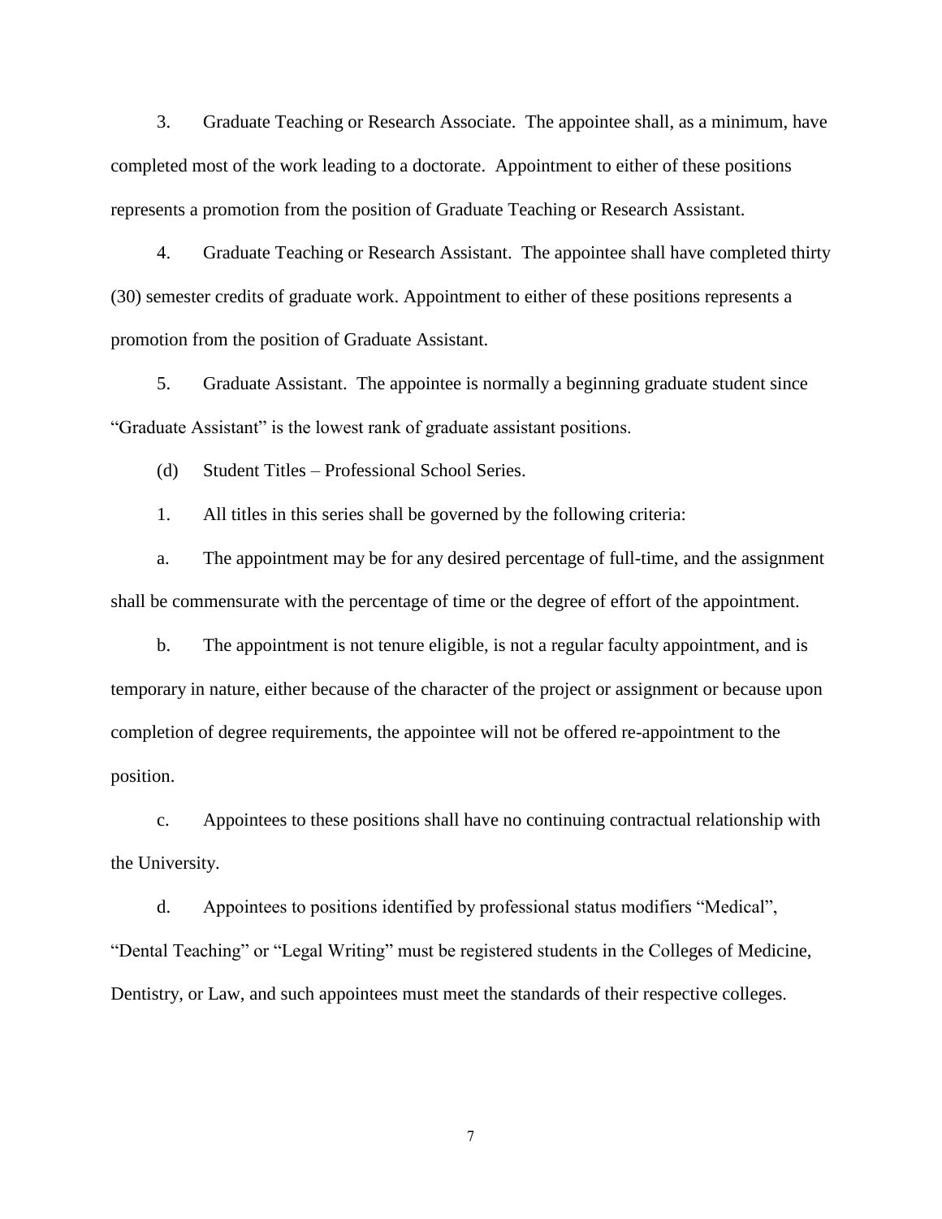3. Graduate Teaching or Research Associate. The appointee shall, as a minimum, have completed most of the work leading to a doctorate. Appointment to either of these positions represents a promotion from the position of Graduate Teaching or Research Assistant.

4. Graduate Teaching or Research Assistant. The appointee shall have completed thirty (30) semester credits of graduate work. Appointment to either of these positions represents a promotion from the position of Graduate Assistant.

5. Graduate Assistant. The appointee is normally a beginning graduate student since "Graduate Assistant" is the lowest rank of graduate assistant positions.

(d) Student Titles – Professional School Series.

1. All titles in this series shall be governed by the following criteria:

a. The appointment may be for any desired percentage of full-time, and the assignment shall be commensurate with the percentage of time or the degree of effort of the appointment.

b. The appointment is not tenure eligible, is not a regular faculty appointment, and is temporary in nature, either because of the character of the project or assignment or because upon completion of degree requirements, the appointee will not be offered re-appointment to the position.

c. Appointees to these positions shall have no continuing contractual relationship with the University.

d. Appointees to positions identified by professional status modifiers "Medical", "Dental Teaching" or "Legal Writing" must be registered students in the Colleges of Medicine, Dentistry, or Law, and such appointees must meet the standards of their respective colleges.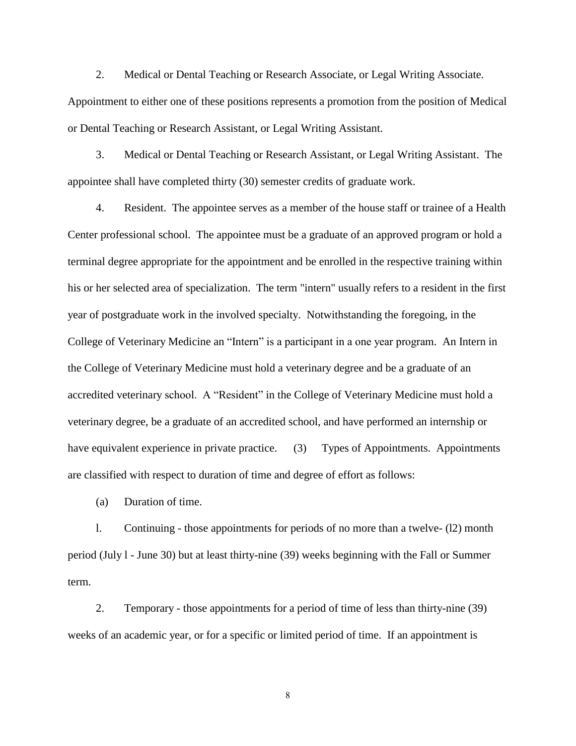2. Medical or Dental Teaching or Research Associate, or Legal Writing Associate. Appointment to either one of these positions represents a promotion from the position of Medical or Dental Teaching or Research Assistant, or Legal Writing Assistant.

3. Medical or Dental Teaching or Research Assistant, or Legal Writing Assistant. The appointee shall have completed thirty (30) semester credits of graduate work.

4. Resident. The appointee serves as a member of the house staff or trainee of a Health Center professional school. The appointee must be a graduate of an approved program or hold a terminal degree appropriate for the appointment and be enrolled in the respective training within his or her selected area of specialization. The term "intern" usually refers to a resident in the first year of postgraduate work in the involved specialty. Notwithstanding the foregoing, in the College of Veterinary Medicine an "Intern" is a participant in a one year program. An Intern in the College of Veterinary Medicine must hold a veterinary degree and be a graduate of an accredited veterinary school. A "Resident" in the College of Veterinary Medicine must hold a veterinary degree, be a graduate of an accredited school, and have performed an internship or have equivalent experience in private practice. (3) Types of Appointments. Appointments are classified with respect to duration of time and degree of effort as follows:

(a) Duration of time.

l. Continuing - those appointments for periods of no more than a twelve- (l2) month period (July l - June 30) but at least thirty-nine (39) weeks beginning with the Fall or Summer term.

2. Temporary - those appointments for a period of time of less than thirty-nine (39) weeks of an academic year, or for a specific or limited period of time. If an appointment is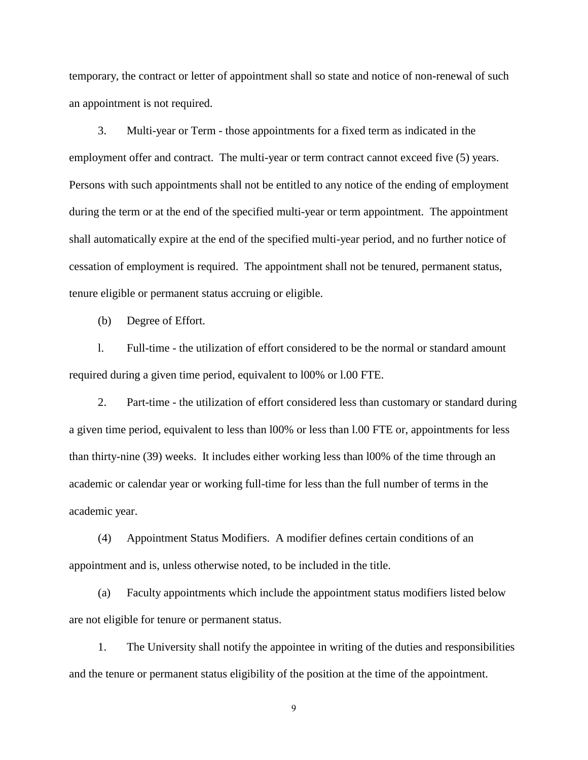temporary, the contract or letter of appointment shall so state and notice of non-renewal of such an appointment is not required.

3. Multi-year or Term - those appointments for a fixed term as indicated in the employment offer and contract. The multi-year or term contract cannot exceed five (5) years. Persons with such appointments shall not be entitled to any notice of the ending of employment during the term or at the end of the specified multi-year or term appointment. The appointment shall automatically expire at the end of the specified multi-year period, and no further notice of cessation of employment is required. The appointment shall not be tenured, permanent status, tenure eligible or permanent status accruing or eligible.

(b) Degree of Effort.

l. Full-time - the utilization of effort considered to be the normal or standard amount required during a given time period, equivalent to l00% or l.00 FTE.

2. Part-time - the utilization of effort considered less than customary or standard during a given time period, equivalent to less than l00% or less than l.00 FTE or, appointments for less than thirty-nine (39) weeks. It includes either working less than l00% of the time through an academic or calendar year or working full-time for less than the full number of terms in the academic year.

(4) Appointment Status Modifiers. A modifier defines certain conditions of an appointment and is, unless otherwise noted, to be included in the title.

(a) Faculty appointments which include the appointment status modifiers listed below are not eligible for tenure or permanent status.

1. The University shall notify the appointee in writing of the duties and responsibilities and the tenure or permanent status eligibility of the position at the time of the appointment.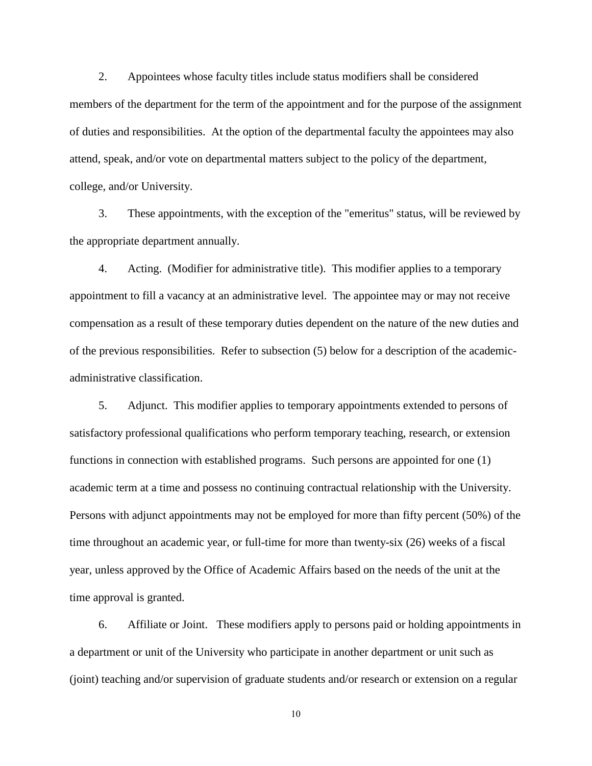2. Appointees whose faculty titles include status modifiers shall be considered members of the department for the term of the appointment and for the purpose of the assignment of duties and responsibilities. At the option of the departmental faculty the appointees may also attend, speak, and/or vote on departmental matters subject to the policy of the department, college, and/or University.

3. These appointments, with the exception of the "emeritus" status, will be reviewed by the appropriate department annually.

4. Acting. (Modifier for administrative title). This modifier applies to a temporary appointment to fill a vacancy at an administrative level. The appointee may or may not receive compensation as a result of these temporary duties dependent on the nature of the new duties and of the previous responsibilities. Refer to subsection (5) below for a description of the academic-administrative classification.

5. Adjunct. This modifier applies to temporary appointments extended to persons of satisfactory professional qualifications who perform temporary teaching, research, or extension functions in connection with established programs. Such persons are appointed for one (1) academic term at a time and possess no continuing contractual relationship with the University. Persons with adjunct appointments may not be employed for more than fifty percent (50%) of the time throughout an academic year, or full-time for more than twenty-six (26) weeks of a fiscal year, unless approved by the Office of Academic Affairs based on the needs of the unit at the time approval is granted.

6. Affiliate or Joint. These modifiers apply to persons paid or holding appointments in a department or unit of the University who participate in another department or unit such as (joint) teaching and/or supervision of graduate students and/or research or extension on a regular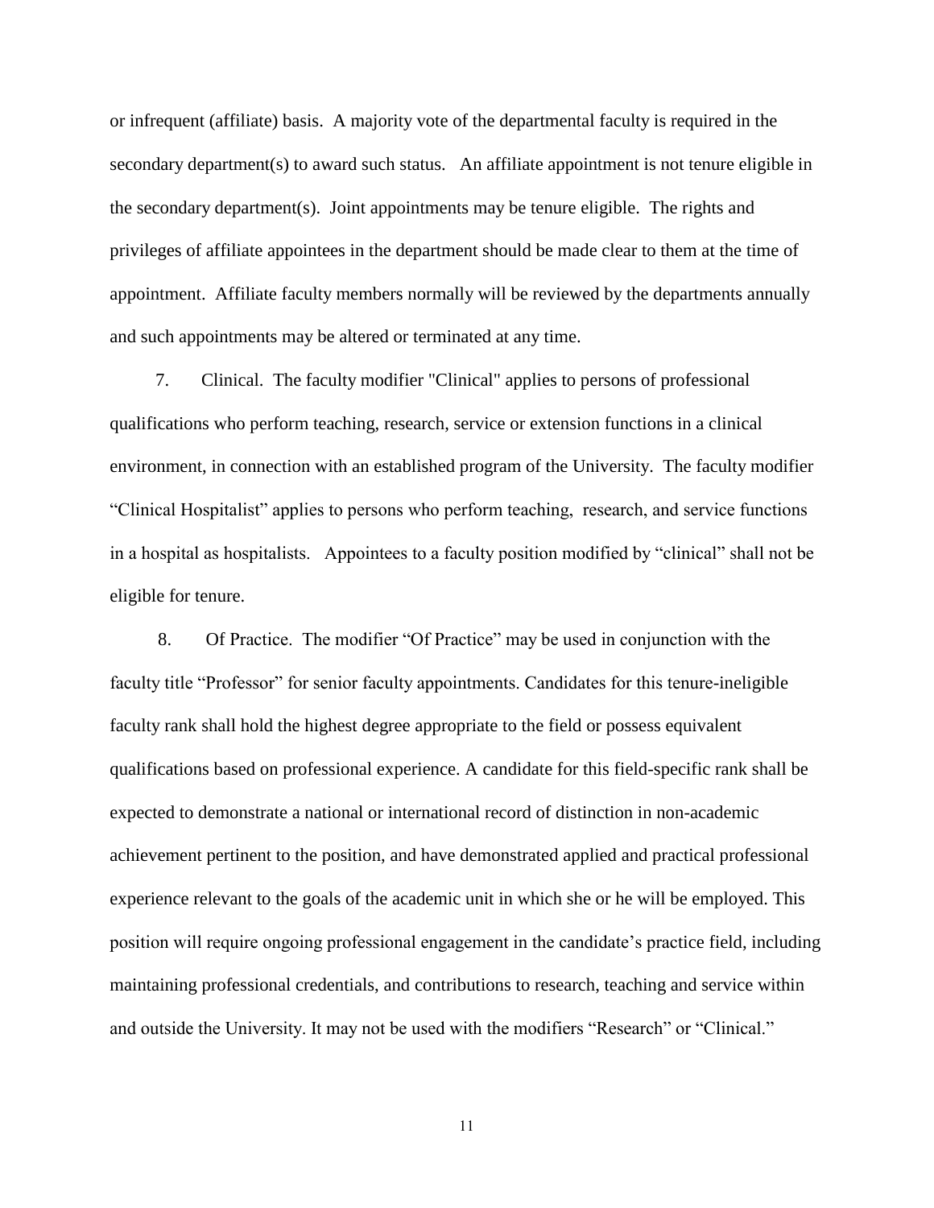or infrequent (affiliate) basis. A majority vote of the departmental faculty is required in the secondary department(s) to award such status. An affiliate appointment is not tenure eligible in the secondary department(s). Joint appointments may be tenure eligible. The rights and privileges of affiliate appointees in the department should be made clear to them at the time of appointment. Affiliate faculty members normally will be reviewed by the departments annually and such appointments may be altered or terminated at any time.

7. Clinical. The faculty modifier "Clinical" applies to persons of professional qualifications who perform teaching, research, service or extension functions in a clinical environment, in connection with an established program of the University. The faculty modifier “Clinical Hospitalist” applies to persons who perform teaching, research, and service functions in a hospital as hospitalists. Appointees to a faculty position modified by “clinical” shall not be eligible for tenure.

8. Of Practice. The modifier “Of Practice” may be used in conjunction with the faculty title “Professor” for senior faculty appointments. Candidates for this tenure-ineligible faculty rank shall hold the highest degree appropriate to the field or possess equivalent qualifications based on professional experience. A candidate for this field-specific rank shall be expected to demonstrate a national or international record of distinction in non-academic achievement pertinent to the position, and have demonstrated applied and practical professional experience relevant to the goals of the academic unit in which she or he will be employed. This position will require ongoing professional engagement in the candidate’s practice field, including maintaining professional credentials, and contributions to research, teaching and service within and outside the University. It may not be used with the modifiers “Research” or “Clinical.”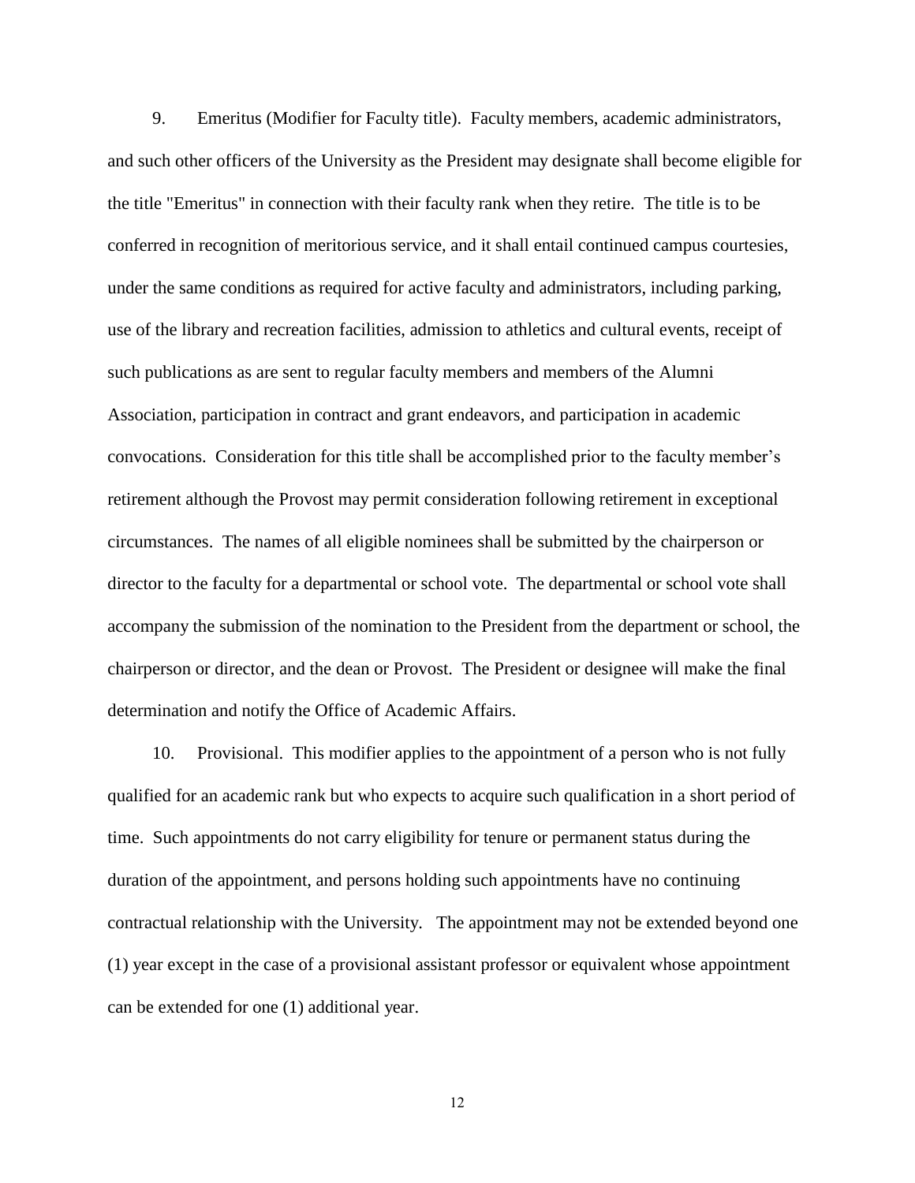9. Emeritus (Modifier for Faculty title). Faculty members, academic administrators, and such other officers of the University as the President may designate shall become eligible for the title "Emeritus" in connection with their faculty rank when they retire. The title is to be conferred in recognition of meritorious service, and it shall entail continued campus courtesies, under the same conditions as required for active faculty and administrators, including parking, use of the library and recreation facilities, admission to athletics and cultural events, receipt of such publications as are sent to regular faculty members and members of the Alumni Association, participation in contract and grant endeavors, and participation in academic convocations. Consideration for this title shall be accomplished prior to the faculty member's retirement although the Provost may permit consideration following retirement in exceptional circumstances. The names of all eligible nominees shall be submitted by the chairperson or director to the faculty for a departmental or school vote. The departmental or school vote shall accompany the submission of the nomination to the President from the department or school, the chairperson or director, and the dean or Provost. The President or designee will make the final determination and notify the Office of Academic Affairs.

10. Provisional. This modifier applies to the appointment of a person who is not fully qualified for an academic rank but who expects to acquire such qualification in a short period of time. Such appointments do not carry eligibility for tenure or permanent status during the duration of the appointment, and persons holding such appointments have no continuing contractual relationship with the University. The appointment may not be extended beyond one (1) year except in the case of a provisional assistant professor or equivalent whose appointment can be extended for one (1) additional year.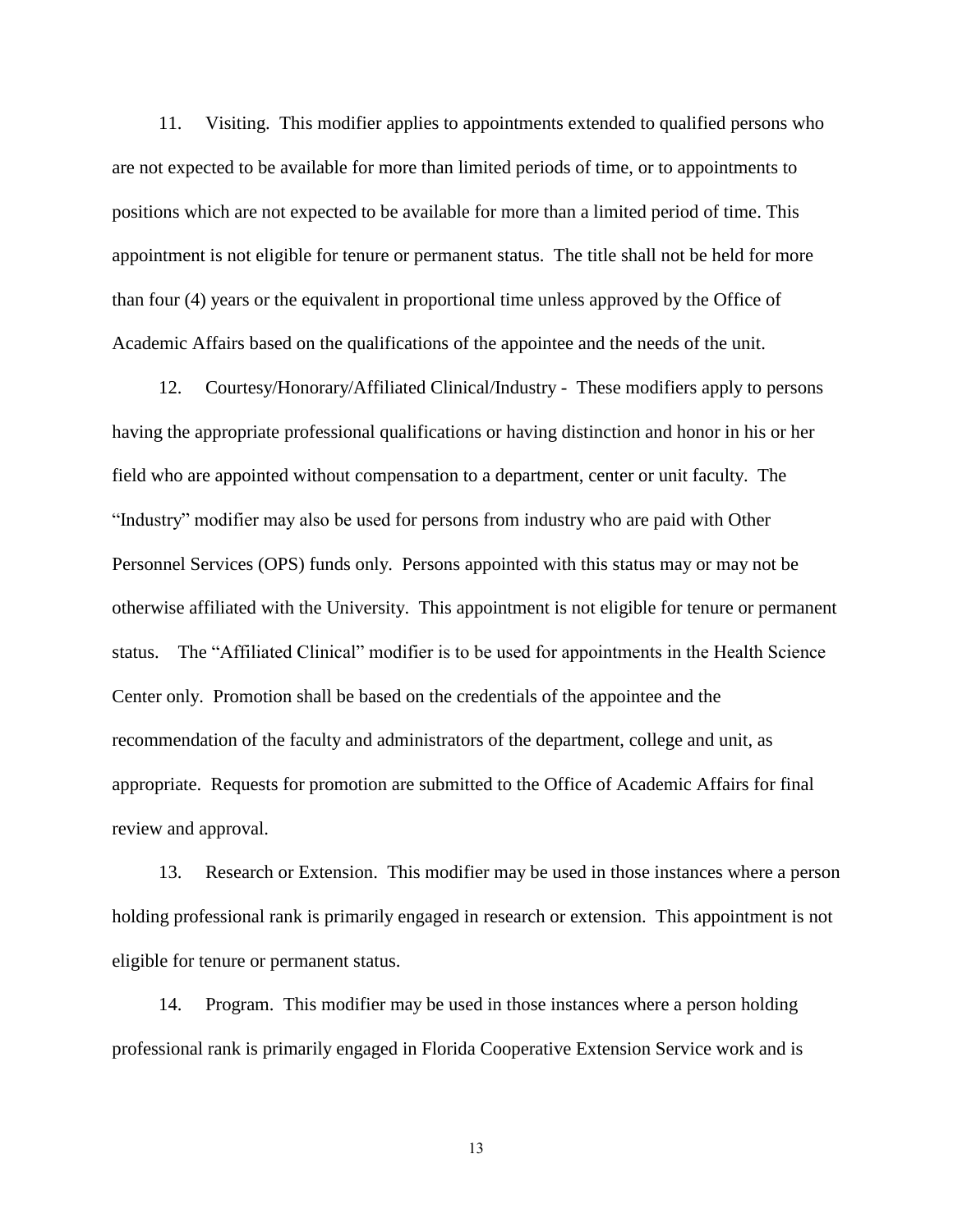11. Visiting. This modifier applies to appointments extended to qualified persons who are not expected to be available for more than limited periods of time, or to appointments to positions which are not expected to be available for more than a limited period of time. This appointment is not eligible for tenure or permanent status. The title shall not be held for more than four (4) years or the equivalent in proportional time unless approved by the Office of Academic Affairs based on the qualifications of the appointee and the needs of the unit.

12. Courtesy/Honorary/Affiliated Clinical/Industry - These modifiers apply to persons having the appropriate professional qualifications or having distinction and honor in his or her field who are appointed without compensation to a department, center or unit faculty. The "Industry" modifier may also be used for persons from industry who are paid with Other Personnel Services (OPS) funds only. Persons appointed with this status may or may not be otherwise affiliated with the University. This appointment is not eligible for tenure or permanent status. The "Affiliated Clinical" modifier is to be used for appointments in the Health Science Center only. Promotion shall be based on the credentials of the appointee and the recommendation of the faculty and administrators of the department, college and unit, as appropriate. Requests for promotion are submitted to the Office of Academic Affairs for final review and approval.

13. Research or Extension. This modifier may be used in those instances where a person holding professional rank is primarily engaged in research or extension. This appointment is not eligible for tenure or permanent status.

14. Program. This modifier may be used in those instances where a person holding professional rank is primarily engaged in Florida Cooperative Extension Service work and is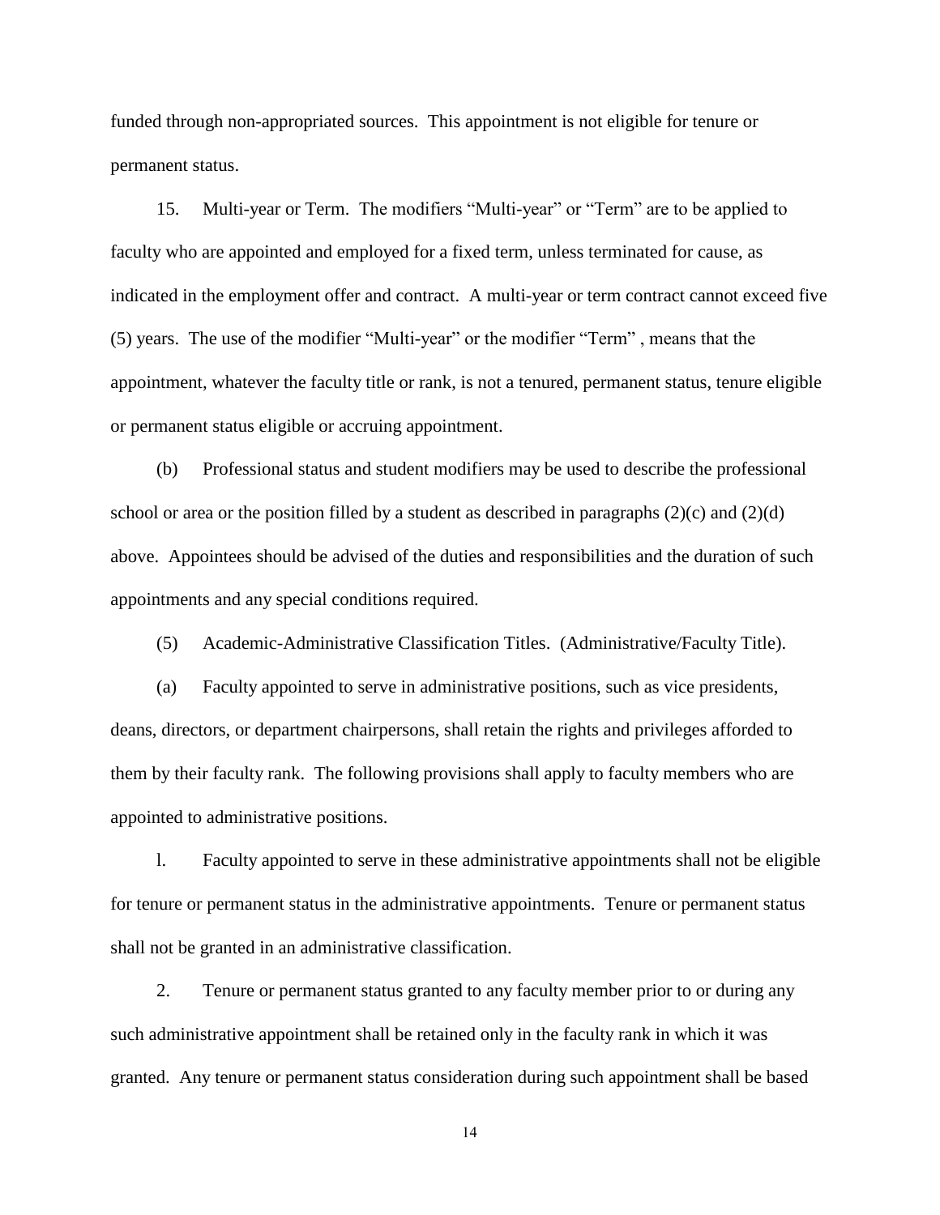funded through non-appropriated sources. This appointment is not eligible for tenure or permanent status.

15. Multi-year or Term. The modifiers "Multi-year" or "Term" are to be applied to faculty who are appointed and employed for a fixed term, unless terminated for cause, as indicated in the employment offer and contract. A multi-year or term contract cannot exceed five (5) years. The use of the modifier "Multi-year" or the modifier "Term" , means that the appointment, whatever the faculty title or rank, is not a tenured, permanent status, tenure eligible or permanent status eligible or accruing appointment.

(b) Professional status and student modifiers may be used to describe the professional school or area or the position filled by a student as described in paragraphs (2)(c) and (2)(d) above. Appointees should be advised of the duties and responsibilities and the duration of such appointments and any special conditions required.

(5) Academic-Administrative Classification Titles. (Administrative/Faculty Title).

(a) Faculty appointed to serve in administrative positions, such as vice presidents, deans, directors, or department chairpersons, shall retain the rights and privileges afforded to them by their faculty rank. The following provisions shall apply to faculty members who are appointed to administrative positions.

l. Faculty appointed to serve in these administrative appointments shall not be eligible for tenure or permanent status in the administrative appointments. Tenure or permanent status shall not be granted in an administrative classification.

2. Tenure or permanent status granted to any faculty member prior to or during any such administrative appointment shall be retained only in the faculty rank in which it was granted. Any tenure or permanent status consideration during such appointment shall be based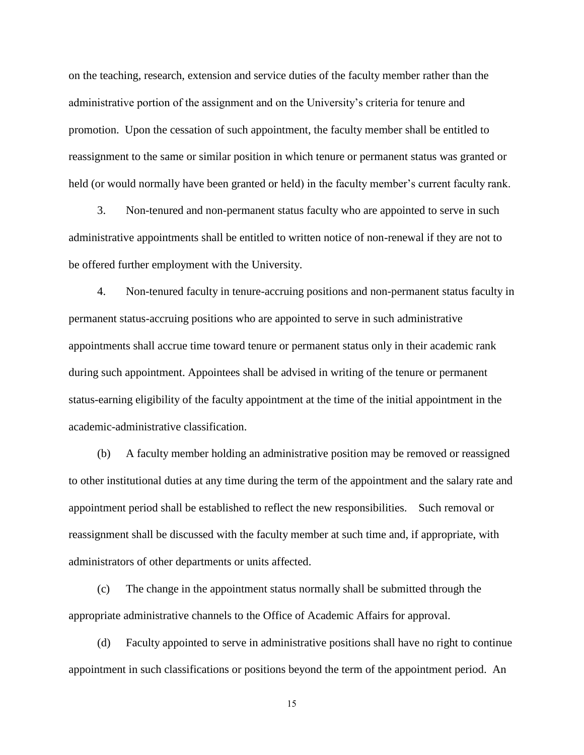on the teaching, research, extension and service duties of the faculty member rather than the administrative portion of the assignment and on the University's criteria for tenure and promotion. Upon the cessation of such appointment, the faculty member shall be entitled to reassignment to the same or similar position in which tenure or permanent status was granted or held (or would normally have been granted or held) in the faculty member's current faculty rank.

3. Non-tenured and non-permanent status faculty who are appointed to serve in such administrative appointments shall be entitled to written notice of non-renewal if they are not to be offered further employment with the University.

4. Non-tenured faculty in tenure-accruing positions and non-permanent status faculty in permanent status-accruing positions who are appointed to serve in such administrative appointments shall accrue time toward tenure or permanent status only in their academic rank during such appointment. Appointees shall be advised in writing of the tenure or permanent status-earning eligibility of the faculty appointment at the time of the initial appointment in the academic-administrative classification.

(b) A faculty member holding an administrative position may be removed or reassigned to other institutional duties at any time during the term of the appointment and the salary rate and appointment period shall be established to reflect the new responsibilities. Such removal or reassignment shall be discussed with the faculty member at such time and, if appropriate, with administrators of other departments or units affected.

(c) The change in the appointment status normally shall be submitted through the appropriate administrative channels to the Office of Academic Affairs for approval.

(d) Faculty appointed to serve in administrative positions shall have no right to continue appointment in such classifications or positions beyond the term of the appointment period. An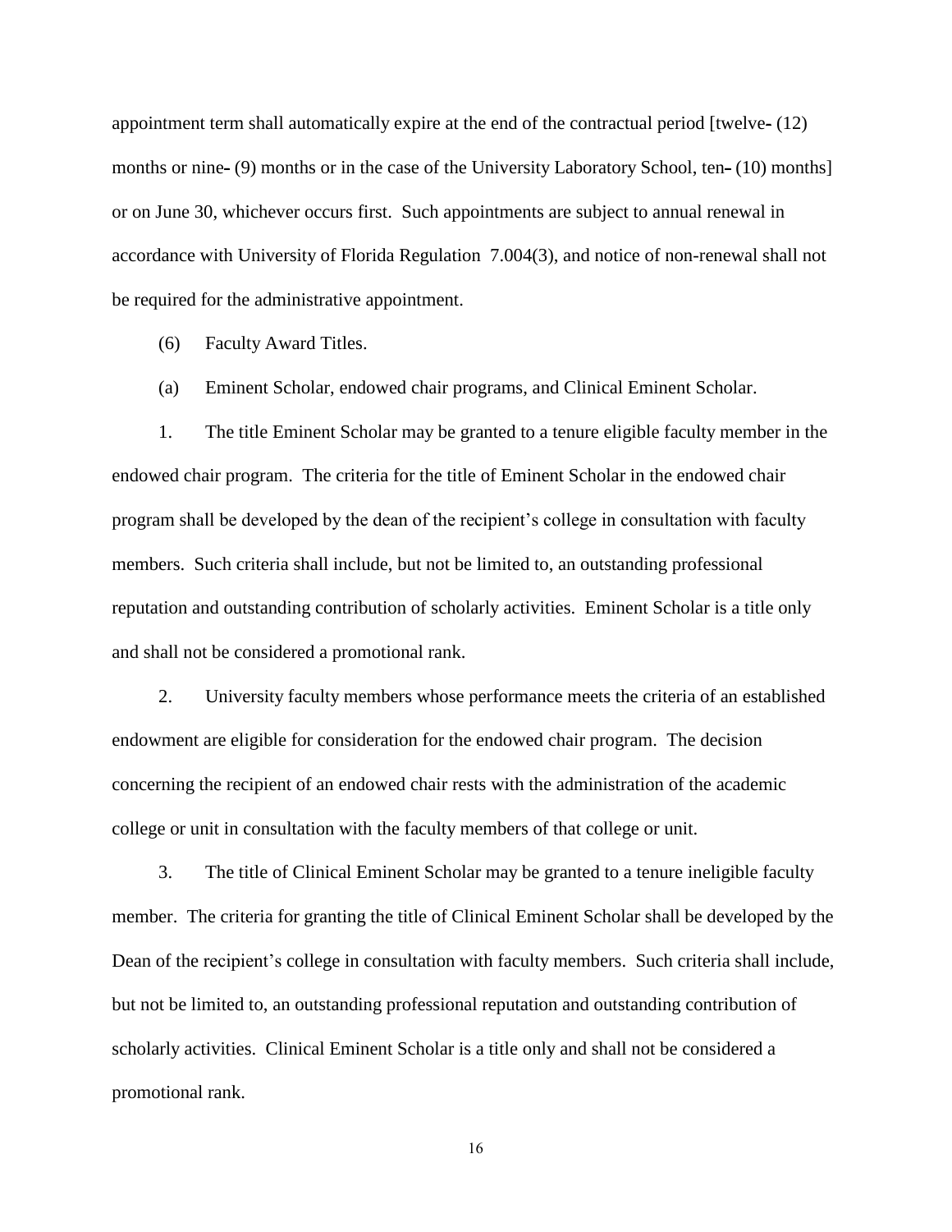appointment term shall automatically expire at the end of the contractual period [twelve- (12) months or nine- (9) months or in the case of the University Laboratory School, ten- (10) months] or on June 30, whichever occurs first. Such appointments are subject to annual renewal in accordance with University of Florida Regulation 7.004(3), and notice of non-renewal shall not be required for the administrative appointment.

(6) Faculty Award Titles.

(a) Eminent Scholar, endowed chair programs, and Clinical Eminent Scholar.

1. The title Eminent Scholar may be granted to a tenure eligible faculty member in the endowed chair program. The criteria for the title of Eminent Scholar in the endowed chair program shall be developed by the dean of the recipient's college in consultation with faculty members. Such criteria shall include, but not be limited to, an outstanding professional reputation and outstanding contribution of scholarly activities. Eminent Scholar is a title only and shall not be considered a promotional rank.

2. University faculty members whose performance meets the criteria of an established endowment are eligible for consideration for the endowed chair program. The decision concerning the recipient of an endowed chair rests with the administration of the academic college or unit in consultation with the faculty members of that college or unit.

3. The title of Clinical Eminent Scholar may be granted to a tenure ineligible faculty member. The criteria for granting the title of Clinical Eminent Scholar shall be developed by the Dean of the recipient's college in consultation with faculty members. Such criteria shall include, but not be limited to, an outstanding professional reputation and outstanding contribution of scholarly activities. Clinical Eminent Scholar is a title only and shall not be considered a promotional rank.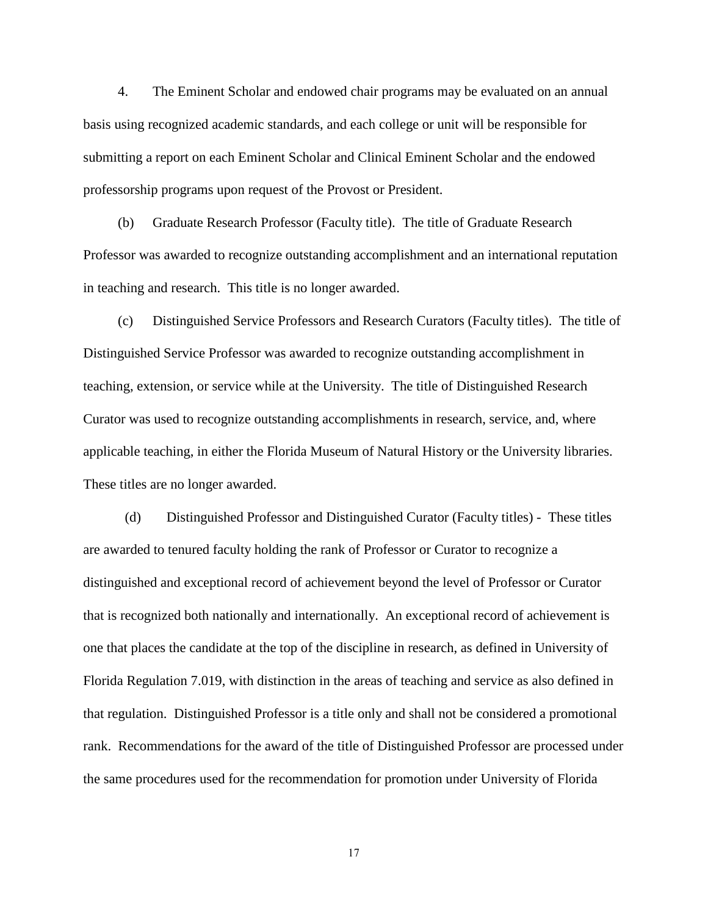4. The Eminent Scholar and endowed chair programs may be evaluated on an annual basis using recognized academic standards, and each college or unit will be responsible for submitting a report on each Eminent Scholar and Clinical Eminent Scholar and the endowed professorship programs upon request of the Provost or President.

(b) Graduate Research Professor (Faculty title). The title of Graduate Research Professor was awarded to recognize outstanding accomplishment and an international reputation in teaching and research. This title is no longer awarded.

(c) Distinguished Service Professors and Research Curators (Faculty titles). The title of Distinguished Service Professor was awarded to recognize outstanding accomplishment in teaching, extension, or service while at the University. The title of Distinguished Research Curator was used to recognize outstanding accomplishments in research, service, and, where applicable teaching, in either the Florida Museum of Natural History or the University libraries. These titles are no longer awarded.

(d) Distinguished Professor and Distinguished Curator (Faculty titles) - These titles are awarded to tenured faculty holding the rank of Professor or Curator to recognize a distinguished and exceptional record of achievement beyond the level of Professor or Curator that is recognized both nationally and internationally. An exceptional record of achievement is one that places the candidate at the top of the discipline in research, as defined in University of Florida Regulation 7.019, with distinction in the areas of teaching and service as also defined in that regulation. Distinguished Professor is a title only and shall not be considered a promotional rank. Recommendations for the award of the title of Distinguished Professor are processed under the same procedures used for the recommendation for promotion under University of Florida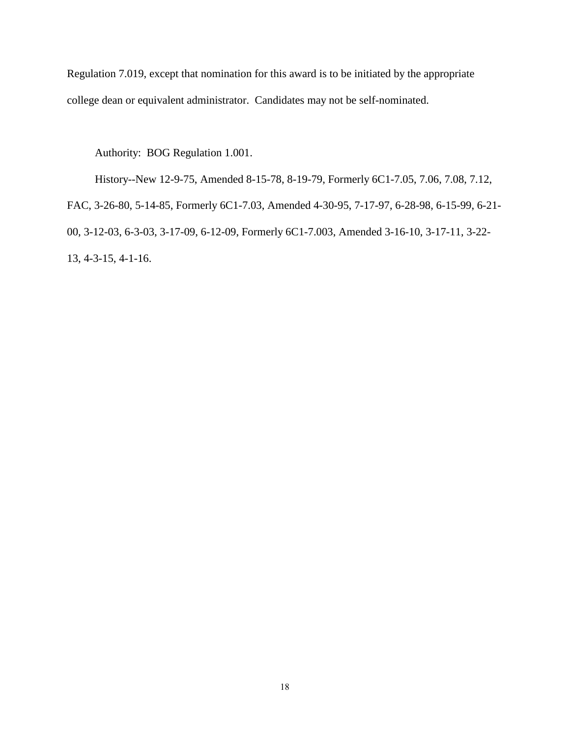Regulation 7.019, except that nomination for this award is to be initiated by the appropriate college dean or equivalent administrator. Candidates may not be self-nominated.

Authority: BOG Regulation 1.001.

History--New 12-9-75, Amended 8-15-78, 8-19-79, Formerly 6C1-7.05, 7.06, 7.08, 7.12, FAC, 3-26-80, 5-14-85, Formerly 6C1-7.03, Amended 4-30-95, 7-17-97, 6-28-98, 6-15-99, 6-21-00, 3-12-03, 6-3-03, 3-17-09, 6-12-09, Formerly 6C1-7.003, Amended 3-16-10, 3-17-11, 3-22-13, 4-3-15, 4-1-16.